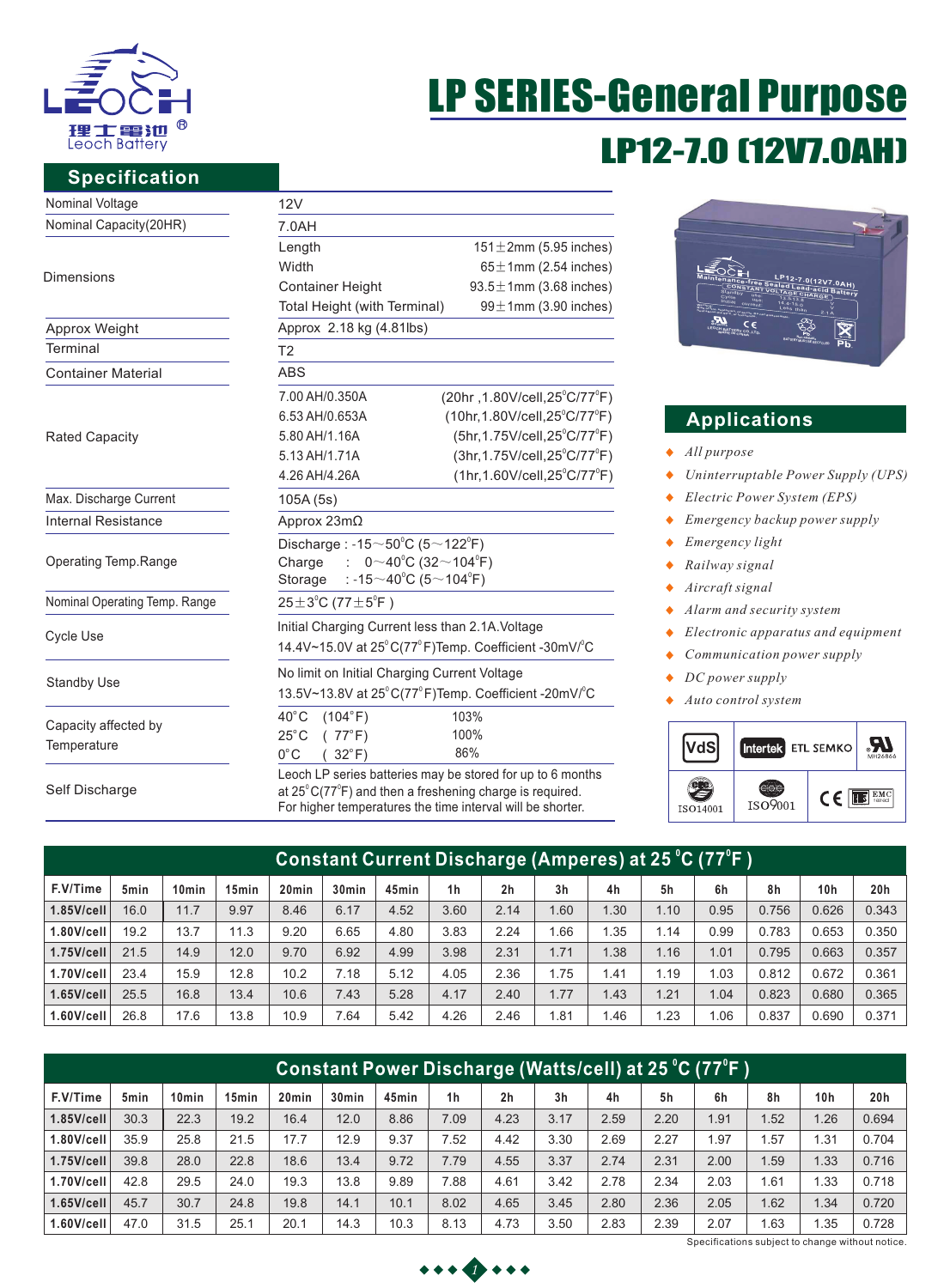# LP SERIES-General Purpose

## LP12-7.0 (12V7.0AH)

## Specification

| | | |
|---|---|---|
| Nominal Voltage | 12V | |
| Nominal Capacity(20HR) | 7.0AH | |
| Dimensions | Length | 151±2mm (5.95 inches) |
| | Width | 65±1mm (2.54 inches) |
| | Container Height | 93.5±1mm (3.68 inches) |
| | Total Height (with Terminal) | 99±1mm (3.90 inches) |
| Approx Weight | Approx 2.18 kg (4.81lbs) | |
| Terminal | T2 | |
| Container Material | ABS | |
| Rated Capacity | 7.00 AH/0.350A | (20hr ,1.80V/cell,25°C/77°F) |
| | 6.53 AH/0.653A | (10hr,1.80V/cell,25°C/77°F) |
| | 5.80 AH/1.16A | (5hr,1.75V/cell,25°C/77°F) |
| | 5.13 AH/1.71A | (3hr,1.75V/cell,25°C/77°F) |
| | 4.26 AH/4.26A | (1hr,1.60V/cell,25°C/77°F) |
| Max. Discharge Current | 105A (5s) | |
| Internal Resistance | Approx 23mΩ | |
| Operating Temp.Range | Discharge : -15~50°C (5~122°F)<br>Charge : 0~40°C (32~104°F)<br>Storage : -15~40°C (5~104°F) | |
| Nominal Operating Temp. Range | 25±3°C (77±5°F ) | |
| Cycle Use | Initial Charging Current less than 2.1A.Voltage<br>14.4V~15.0V at 25°C(77°F)Temp. Coefficient -30mV/°C | |
| Standby Use | No limit on Initial Charging Current Voltage<br>13.5V~13.8V at 25°C(77°F)Temp. Coefficient -20mV/°C | |
| Capacity affected by Temperature | 40°C (104°F) | 103% |
| | 25°C ( 77°F) | 100% |
| | 0°C ( 32°F) | 86% |
| Self Discharge | Leoch LP series batteries may be stored for up to 6 months at 25°C(77°F) and then a freshening charge is required. For higher temperatures the time interval will be shorter. | |

## Applications

- *All purpose*
- *Uninterruptable Power Supply (UPS)*
- *Electric Power System (EPS)*
- *Emergency backup power supply*
- *Emergency light*
- *Railway signal*
- *Aircraft signal*
- *Alarm and security system*
- *Electronic apparatus and equipment*
- *Communication power supply*
- *DC power supply*
- *Auto control system*

VdS | Intertek ETL SEMKO | MH26866 | ISO14001 | ISO9001 | CE | EMC

## Constant Current Discharge (Amperes) at 25°C (77°F )

| F.V/Time | 5min | 10min | 15min | 20min | 30min | 45min | 1h | 2h | 3h | 4h | 5h | 6h | 8h | 10h | 20h |
|---|---|---|---|---|---|---|---|---|---|---|---|---|---|---|---|
| 1.85V/cell | 16.0 | 11.7 | 9.97 | 8.46 | 6.17 | 4.52 | 3.60 | 2.14 | 1.60 | 1.30 | 1.10 | 0.95 | 0.756 | 0.626 | 0.343 |
| 1.80V/cell | 19.2 | 13.7 | 11.3 | 9.20 | 6.65 | 4.80 | 3.83 | 2.24 | 1.66 | 1.35 | 1.14 | 0.99 | 0.783 | 0.653 | 0.350 |
| 1.75V/cell | 21.5 | 14.9 | 12.0 | 9.70 | 6.92 | 4.99 | 3.98 | 2.31 | 1.71 | 1.38 | 1.16 | 1.01 | 0.795 | 0.663 | 0.357 |
| 1.70V/cell | 23.4 | 15.9 | 12.8 | 10.2 | 7.18 | 5.12 | 4.05 | 2.36 | 1.75 | 1.41 | 1.19 | 1.03 | 0.812 | 0.672 | 0.361 |
| 1.65V/cell | 25.5 | 16.8 | 13.4 | 10.6 | 7.43 | 5.28 | 4.17 | 2.40 | 1.77 | 1.43 | 1.21 | 1.04 | 0.823 | 0.680 | 0.365 |
| 1.60V/cell | 26.8 | 17.6 | 13.8 | 10.9 | 7.64 | 5.42 | 4.26 | 2.46 | 1.81 | 1.46 | 1.23 | 1.06 | 0.837 | 0.690 | 0.371 |

## Constant Power Discharge (Watts/cell) at 25°C (77°F )

| F.V/Time | 5min | 10min | 15min | 20min | 30min | 45min | 1h | 2h | 3h | 4h | 5h | 6h | 8h | 10h | 20h |
|---|---|---|---|---|---|---|---|---|---|---|---|---|---|---|---|
| 1.85V/cell | 30.3 | 22.3 | 19.2 | 16.4 | 12.0 | 8.86 | 7.09 | 4.23 | 3.17 | 2.59 | 2.20 | 1.91 | 1.52 | 1.26 | 0.694 |
| 1.80V/cell | 35.9 | 25.8 | 21.5 | 17.7 | 12.9 | 9.37 | 7.52 | 4.42 | 3.30 | 2.69 | 2.27 | 1.97 | 1.57 | 1.31 | 0.704 |
| 1.75V/cell | 39.8 | 28.0 | 22.8 | 18.6 | 13.4 | 9.72 | 7.79 | 4.55 | 3.37 | 2.74 | 2.31 | 2.00 | 1.59 | 1.33 | 0.716 |
| 1.70V/cell | 42.8 | 29.5 | 24.0 | 19.3 | 13.8 | 9.89 | 7.88 | 4.61 | 3.42 | 2.78 | 2.34 | 2.03 | 1.61 | 1.33 | 0.718 |
| 1.65V/cell | 45.7 | 30.7 | 24.8 | 19.8 | 14.1 | 10.1 | 8.02 | 4.65 | 3.45 | 2.80 | 2.36 | 2.05 | 1.62 | 1.34 | 0.720 |
| 1.60V/cell | 47.0 | 31.5 | 25.1 | 20.1 | 14.3 | 10.3 | 8.13 | 4.73 | 3.50 | 2.83 | 2.39 | 2.07 | 1.63 | 1.35 | 0.728 |

Specifications subject to change without notice.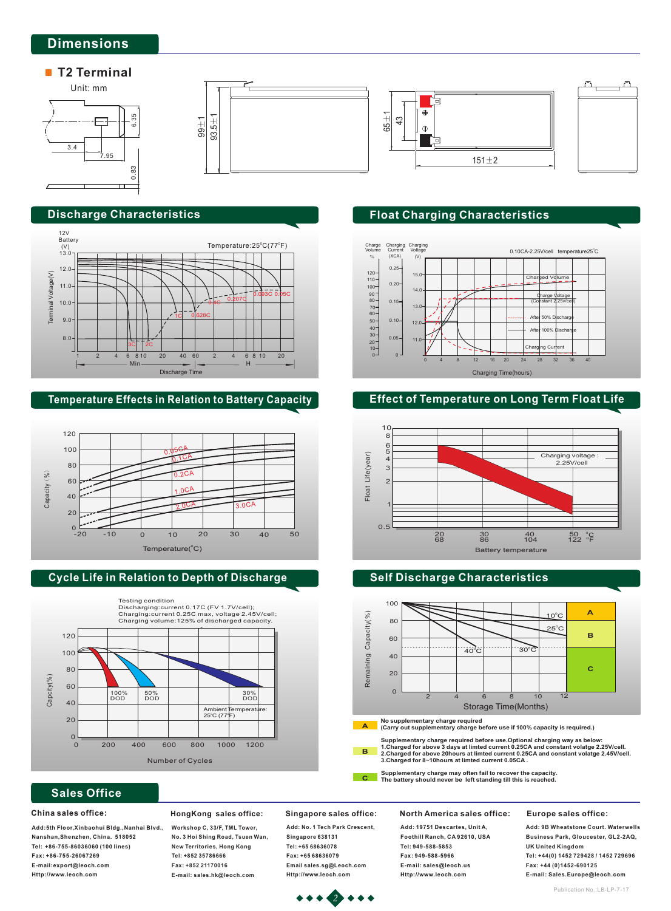## Dimensions

### T2 Terminal

Unit: mm

6.35
3.4
7.95
0.83

99±1
93.5±1
65±1
43
151±2

## Discharge Characteristics

12V Battery (V)
Temperature:25°C(77°F)
Terminal Voltage(V)
13.0
12.0
11.0
10.0
9.0
8.0
3C 2C 1C 0.628C 0.4C 0.207C 0.093C 0.05C
1 2 4 6 8 10 20 40 60 2 4 6 8 10 20
Min H
Discharge Time

## Float Charging Characteristics

Charge Volume %
Charging Current (XCA)
Charging Voltage (V)
0.10CA-2.25V/cell temperature25°C
Charged Volume
Charge Voltage (Constant 2.25v/cel)
After 50% Discharge
After 100% Discharge
Charging Current
0 4 8 12 16 20 24 28 32 36 40
Charging Time(hours)

## Temperature Effects in Relation to Battery Capacity

Capacity (%)
0.05CA 0.1CA 0.2CA 1.0CA 2.0CA 3.0CA
-20 -10 0 10 20 30 40 50
Temperature(°C)

## Effect of Temperature on Long Term Float Life

Float Life(year)
Charging voltage : 2.25V/cell
20 30 40 50 °C
68 86 104 122 °F
Battery temperature

## Cycle Life in Relation to Depth of Discharge

Testing condition
Discharging:current 0.17C (FV 1.7V/cell);
Charging:current 0.25C max, voltage 2.45V/cell;
Charging volume:125% of discharged capacity.

Capcity(%)
100% DOD
50% DOD
30% DOD
Ambient Temperature: 25°C (77°F)
0 200 400 600 800 1000 1200
Number of Cycles

## Self Discharge Characteristics

Remaining Capacity(%)
10°C 25°C 40°C 30°C
A B C
2 4 6 8 10 12
Storage Time(Months)

**A** No supplementary charge required
(Carry out supplementary charge before use if 100% capacity is required.)

**B** Supplementary charge required before use.Optional charging way as below:
1.Charged for above 3 days at limted current 0.25CA and constant volatge 2.25V/cell.
2.Charged for above 20hours at limited current 0.25CA and constant volatge 2.45V/cell.
3.Charged for 8~10hours at limited current 0.05CA .

**C** Supplementary charge may often fail to recover the capacity.
The battery should never be left standing till this is reached.

## Sales Office

**China sales office:**
Add:5th Floor,Xinbaohui Bldg.,Nanhai Blvd., Nanshan,Shenzhen, China. 518052
Tel: +86-755-86036060 (100 lines)
Fax: +86-755-26067269
E-mail:export@leoch.com
Http://www.leoch.com

**HongKong sales office:**
Workshop C, 33/F, TML Tower, No. 3 Hoi Shing Road, Tsuen Wan, New Territories, Hong Kong
Tel: +852 35786666
Fax: +852 21170016
E-mail: sales.hk@leoch.com

**Singapore sales office:**
Add: No. 1 Tech Park Crescent, Singapore 638131
Tel: +65 68636078
Fax: +65 68636079
Email sales.sg@Leoch.com
Http://www.leoch.com

**North America sales office:**
Add: 19751 Descartes, Unit A, Foothill Ranch, CA 92610, USA
Tel: 949-588-5853
Fax: 949-588-5966
E-mail: sales@leoch.us
Http://www.leoch.com

**Europe sales office:**
Add: 9B Wheatstone Court. Waterwells Business Park, Gloucester, GL2-2AQ, UK United Kingdom
Tel: +44(0) 1452 729428 / 1452 729696
Fax: +44 (0)1452-690125
E-mail: Sales.Europe@leoch.com

Publication No.:LB-LP-7-17